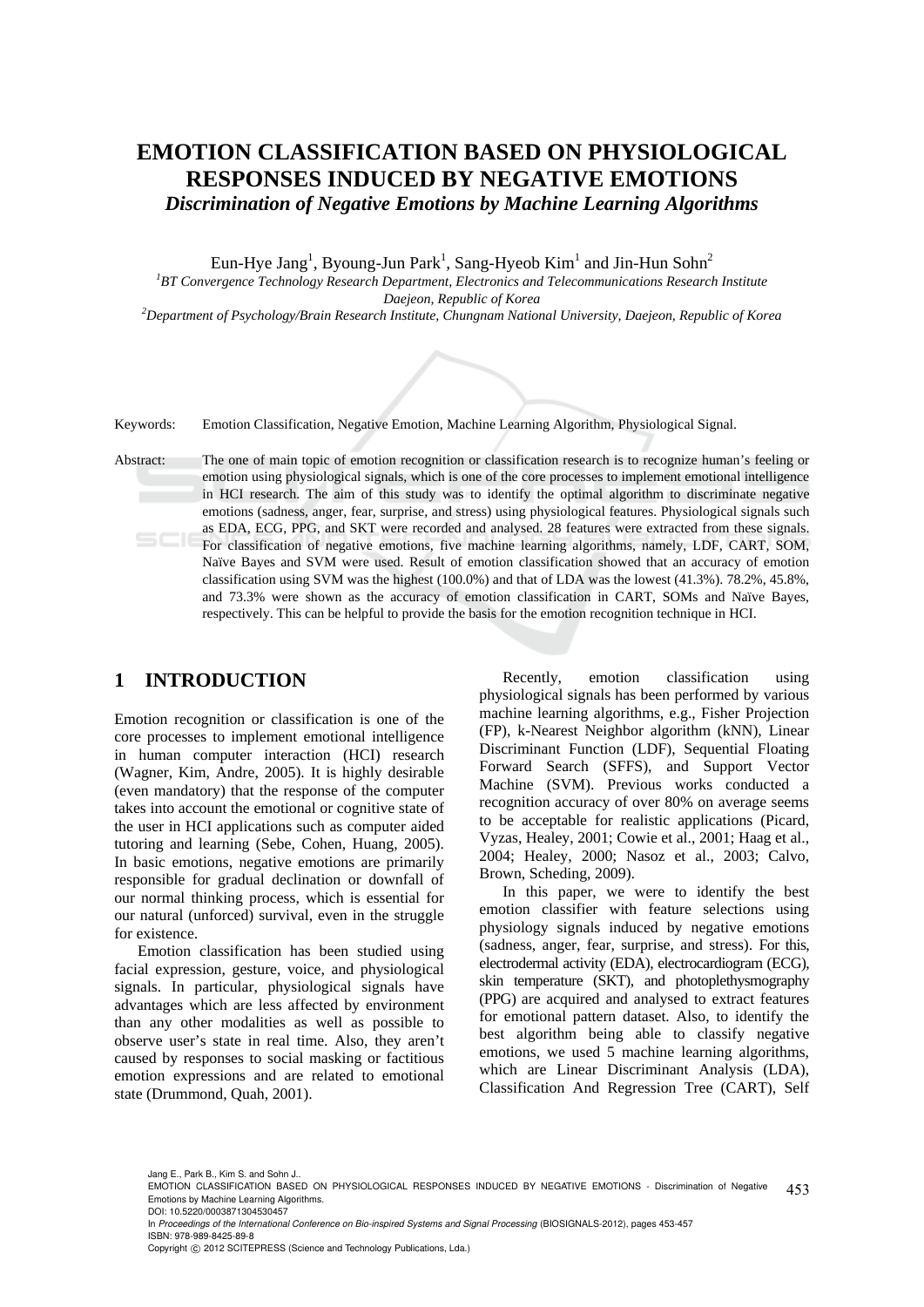# EMOTION CLASSIFICATION BASED ON PHYSIOLOGICAL RESPONSES INDUCED BY NEGATIVE EMOTIONS

### *Discrimination of Negative Emotions by Machine Learning Algorithms*

Eun-Hye Jang[1], Byoung-Jun Park[1], Sang-Hyeob Kim[1] and Jin-Hun Sohn[2]

[1]*BT Convergence Technology Research Department, Electronics and Telecommunications Research Institute Daejeon, Republic of Korea*

[2]*Department of Psychology/Brain Research Institute, Chungnam National University, Daejeon, Republic of Korea*

Keywords: Emotion Classification, Negative Emotion, Machine Learning Algorithm, Physiological Signal.

Abstract: The one of main topic of emotion recognition or classification research is to recognize human's feeling or emotion using physiological signals, which is one of the core processes to implement emotional intelligence in HCI research. The aim of this study was to identify the optimal algorithm to discriminate negative emotions (sadness, anger, fear, surprise, and stress) using physiological features. Physiological signals such as EDA, ECG, PPG, and SKT were recorded and analysed. 28 features were extracted from these signals. For classification of negative emotions, five machine learning algorithms, namely, LDF, CART, SOM, Naïve Bayes and SVM were used. Result of emotion classification showed that an accuracy of emotion classification using SVM was the highest (100.0%) and that of LDA was the lowest (41.3%). 78.2%, 45.8%, and 73.3% were shown as the accuracy of emotion classification in CART, SOMs and Naïve Bayes, respectively. This can be helpful to provide the basis for the emotion recognition technique in HCI.

## 1 INTRODUCTION

Emotion recognition or classification is one of the core processes to implement emotional intelligence in human computer interaction (HCI) research (Wagner, Kim, Andre, 2005). It is highly desirable (even mandatory) that the response of the computer takes into account the emotional or cognitive state of the user in HCI applications such as computer aided tutoring and learning (Sebe, Cohen, Huang, 2005). In basic emotions, negative emotions are primarily responsible for gradual declination or downfall of our normal thinking process, which is essential for our natural (unforced) survival, even in the struggle for existence.

Emotion classification has been studied using facial expression, gesture, voice, and physiological signals. In particular, physiological signals have advantages which are less affected by environment than any other modalities as well as possible to observe user's state in real time. Also, they aren't caused by responses to social masking or factitious emotion expressions and are related to emotional state (Drummond, Quah, 2001).

Recently, emotion classification using physiological signals has been performed by various machine learning algorithms, e.g., Fisher Projection (FP), k-Nearest Neighbor algorithm (kNN), Linear Discriminant Function (LDF), Sequential Floating Forward Search (SFFS), and Support Vector Machine (SVM). Previous works conducted a recognition accuracy of over 80% on average seems to be acceptable for realistic applications (Picard, Vyzas, Healey, 2001; Cowie et al., 2001; Haag et al., 2004; Healey, 2000; Nasoz et al., 2003; Calvo, Brown, Scheding, 2009).

In this paper, we were to identify the best emotion classifier with feature selections using physiology signals induced by negative emotions (sadness, anger, fear, surprise, and stress). For this, electrodermal activity (EDA), electrocardiogram (ECG), skin temperature (SKT), and photoplethysmography (PPG) are acquired and analysed to extract features for emotional pattern dataset. Also, to identify the best algorithm being able to classify negative emotions, we used 5 machine learning algorithms, which are Linear Discriminant Analysis (LDA), Classification And Regression Tree (CART), Self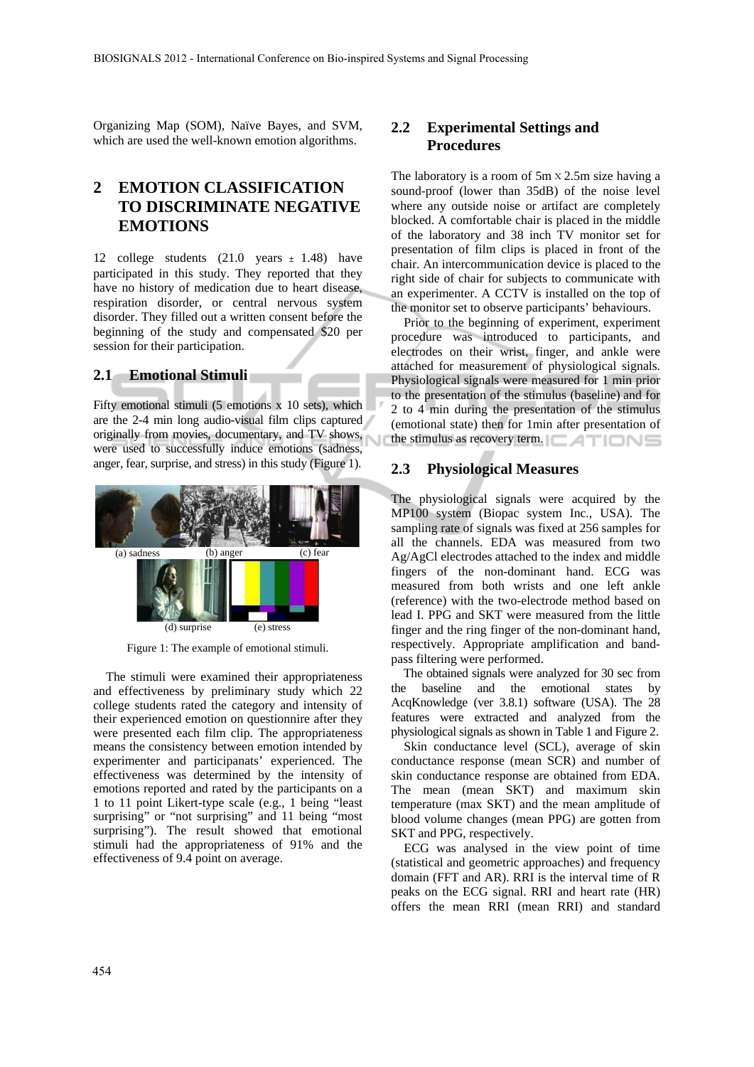Organizing Map (SOM), Naïve Bayes, and SVM, which are used the well-known emotion algorithms.

## 2 EMOTION CLASSIFICATION TO DISCRIMINATE NEGATIVE EMOTIONS

12 college students (21.0 years ± 1.48) have participated in this study. They reported that they have no history of medication due to heart disease, respiration disorder, or central nervous system disorder. They filled out a written consent before the beginning of the study and compensated $20 per session for their participation.

### 2.1 Emotional Stimuli

Fifty emotional stimuli (5 emotions x 10 sets), which are the 2-4 min long audio-visual film clips captured originally from movies, documentary, and TV shows, were used to successfully induce emotions (sadness, anger, fear, surprise, and stress) in this study (Figure 1).

(a) sadness (b) anger (c) fear (d) surprise (e) stress

Figure 1: The example of emotional stimuli.

The stimuli were examined their appropriateness and effectiveness by preliminary study which 22 college students rated the category and intensity of their experienced emotion on questionnire after they were presented each film clip. The appropriateness means the consistency between emotion intended by experimenter and participanats' experienced. The effectiveness was determined by the intensity of emotions reported and rated by the participants on a 1 to 11 point Likert-type scale (e.g., 1 being "least surprising" or "not surprising" and 11 being "most surprising"). The result showed that emotional stimuli had the appropriateness of 91% and the effectiveness of 9.4 point on average.

### 2.2 Experimental Settings and Procedures

The laboratory is a room of 5m x 2.5m size having a sound-proof (lower than 35dB) of the noise level where any outside noise or artifact are completely blocked. A comfortable chair is placed in the middle of the laboratory and 38 inch TV monitor set for presentation of film clips is placed in front of the chair. An intercommunication device is placed to the right side of chair for subjects to communicate with an experimenter. A CCTV is installed on the top of the monitor set to observe participants' behaviours.

Prior to the beginning of experiment, experiment procedure was introduced to participants, and electrodes on their wrist, finger, and ankle were attached for measurement of physiological signals. Physiological signals were measured for 1 min prior to the presentation of the stimulus (baseline) and for 2 to 4 min during the presentation of the stimulus (emotional state) then for 1min after presentation of the stimulus as recovery term.

### 2.3 Physiological Measures

The physiological signals were acquired by the MP100 system (Biopac system Inc., USA). The sampling rate of signals was fixed at 256 samples for all the channels. EDA was measured from two Ag/AgCl electrodes attached to the index and middle fingers of the non-dominant hand. ECG was measured from both wrists and one left ankle (reference) with the two-electrode method based on lead I. PPG and SKT were measured from the little finger and the ring finger of the non-dominant hand, respectively. Appropriate amplification and band-pass filtering were performed.

The obtained signals were analyzed for 30 sec from the baseline and the emotional states by AcqKnowledge (ver 3.8.1) software (USA). The 28 features were extracted and analyzed from the physiological signals as shown in Table 1 and Figure 2.

Skin conductance level (SCL), average of skin conductance response (mean SCR) and number of skin conductance response are obtained from EDA. The mean (mean SKT) and maximum skin temperature (max SKT) and the mean amplitude of blood volume changes (mean PPG) are gotten from SKT and PPG, respectively.

ECG was analysed in the view point of time (statistical and geometric approaches) and frequency domain (FFT and AR). RRI is the interval time of R peaks on the ECG signal. RRI and heart rate (HR) offers the mean RRI (mean RRI) and standard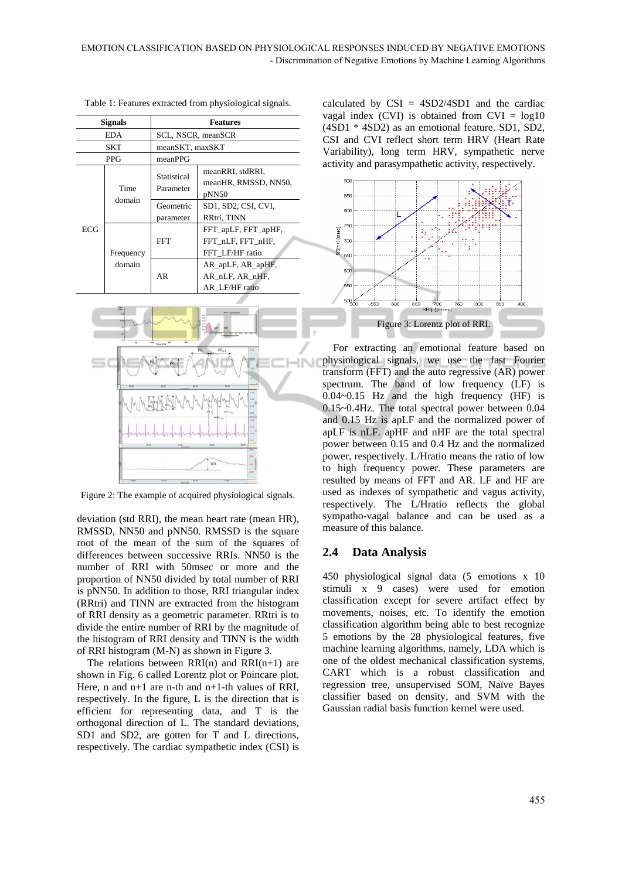Table 1: Features extracted from physiological signals.

| Signals | | Features | |
|---|---|---|---|
| EDA | | SCL, NSCR, meanSCR | |
| SKT | | meanSKT, maxSKT | |
| PPG | | meanPPG | |
| ECG | Time domain | Statistical Parameter | meanRRI, stdRRI, meanHR, RMSSD, NN50, pNN50 |
| | | Geometric parameter | SD1, SD2, CSI, CVI, RRtri, TINN |
| | Frequency domain | FFT | FFT_apLF, FFT_apHF, FFT_nLF, FFT_nHF, FFT_LF/HF ratio |
| | | AR | AR_apLF, AR_apHF, AR_nLF, AR_nHF, AR_LF/HF ratio |

Figure 2: The example of acquired physiological signals.

deviation (std RRI), the mean heart rate (mean HR), RMSSD, NN50 and pNN50. RMSSD is the square root of the mean of the sum of the squares of differences between successive RRIs. NN50 is the number of RRI with 50msec or more and the proportion of NN50 divided by total number of RRI is pNN50. In addition to those, RRI triangular index (RRtri) and TINN are extracted from the histogram of RRI density as a geometric parameter. RRtri is to divide the entire number of RRI by the magnitude of the histogram of RRI density and TINN is the width of RRI histogram (M-N) as shown in Figure 3.

The relations between RRI(n) and RRI(n+1) are shown in Fig. 6 called Lorentz plot or Poincare plot. Here, n and n+1 are n-th and n+1-th values of RRI, respectively. In the figure, L is the direction that is efficient for representing data, and T is the orthogonal direction of L. The standard deviations, SD1 and SD2, are gotten for T and L directions, respectively. The cardiac sympathetic index (CSI) is calculated by CSI = 4SD2/4SD1 and the cardiac vagal index (CVI) is obtained from CVI = log10 (4SD1 * 4SD2) as an emotional feature. SD1, SD2, CSI and CVI reflect short term HRV (Heart Rate Variability), long term HRV, sympathetic nerve activity and parasympathetic activity, respectively.

Figure 3: Lorentz plot of RRI.

For extracting an emotional feature based on physiological signals, we use the fast Fourier transform (FFT) and the auto regressive (AR) power spectrum. The band of low frequency (LF) is 0.04~0.15 Hz and the high frequency (HF) is 0.15~0.4Hz. The total spectral power between 0.04 and 0.15 Hz is apLF and the normalized power of apLF is nLF. apHF and nHF are the total spectral power between 0.15 and 0.4 Hz and the normalized power, respectively. L/Hratio means the ratio of low to high frequency power. These parameters are resulted by means of FFT and AR. LF and HF are used as indexes of sympathetic and vagus activity, respectively. The L/Hratio reflects the global sympatho-vagal balance and can be used as a measure of this balance.

## 2.4 Data Analysis

450 physiological signal data (5 emotions x 10 stimuli x 9 cases) were used for emotion classification except for severe artifact effect by movements, noises, etc. To identify the emotion classification algorithm being able to best recognize 5 emotions by the 28 physiological features, five machine learning algorithms, namely, LDA which is one of the oldest mechanical classification systems, CART which is a robust classification and regression tree, unsupervised SOM, Naïve Bayes classifier based on density, and SVM with the Gaussian radial basis function kernel were used.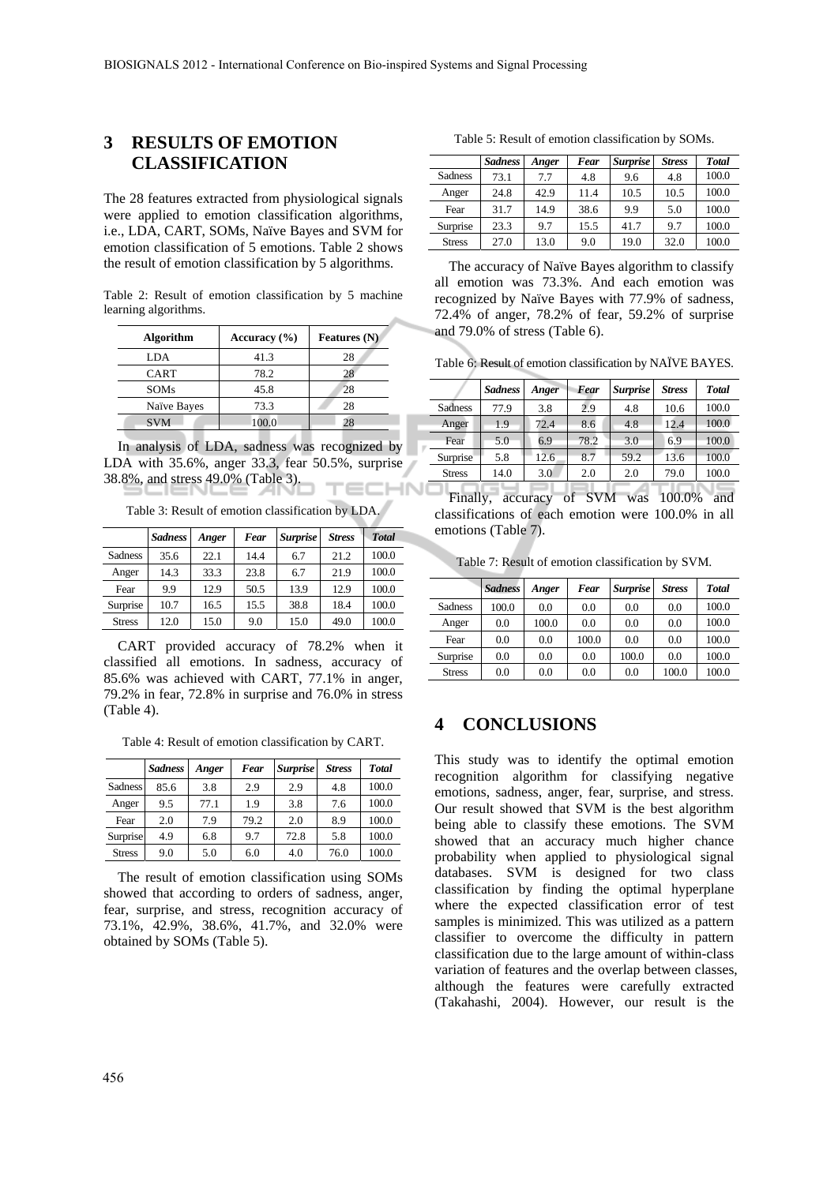## 3 RESULTS OF EMOTION CLASSIFICATION

The 28 features extracted from physiological signals were applied to emotion classification algorithms, i.e., LDA, CART, SOMs, Naïve Bayes and SVM for emotion classification of 5 emotions. Table 2 shows the result of emotion classification by 5 algorithms.

Table 2: Result of emotion classification by 5 machine learning algorithms.

| Algorithm | Accuracy (%) | Features (N) |
|---|---|---|
| LDA | 41.3 | 28 |
| CART | 78.2 | 28 |
| SOMs | 45.8 | 28 |
| Naïve Bayes | 73.3 | 28 |
| SVM | 100.0 | 28 |

In analysis of LDA, sadness was recognized by LDA with 35.6%, anger 33.3, fear 50.5%, surprise 38.8%, and stress 49.0% (Table 3).

Table 3: Result of emotion classification by LDA.

| | *Sadness* | *Anger* | *Fear* | *Surprise* | *Stress* | *Total* |
|---|---|---|---|---|---|---|
| Sadness | 35.6 | 22.1 | 14.4 | 6.7 | 21.2 | 100.0 |
| Anger | 14.3 | 33.3 | 23.8 | 6.7 | 21.9 | 100.0 |
| Fear | 9.9 | 12.9 | 50.5 | 13.9 | 12.9 | 100.0 |
| Surprise | 10.7 | 16.5 | 15.5 | 38.8 | 18.4 | 100.0 |
| Stress | 12.0 | 15.0 | 9.0 | 15.0 | 49.0 | 100.0 |

CART provided accuracy of 78.2% when it classified all emotions. In sadness, accuracy of 85.6% was achieved with CART, 77.1% in anger, 79.2% in fear, 72.8% in surprise and 76.0% in stress (Table 4).

Table 4: Result of emotion classification by CART.

| | *Sadness* | *Anger* | *Fear* | *Surprise* | *Stress* | *Total* |
|---|---|---|---|---|---|---|
| Sadness | 85.6 | 3.8 | 2.9 | 2.9 | 4.8 | 100.0 |
| Anger | 9.5 | 77.1 | 1.9 | 3.8 | 7.6 | 100.0 |
| Fear | 2.0 | 7.9 | 79.2 | 2.0 | 8.9 | 100.0 |
| Surprise | 4.9 | 6.8 | 9.7 | 72.8 | 5.8 | 100.0 |
| Stress | 9.0 | 5.0 | 6.0 | 4.0 | 76.0 | 100.0 |

The result of emotion classification using SOMs showed that according to orders of sadness, anger, fear, surprise, and stress, recognition accuracy of 73.1%, 42.9%, 38.6%, 41.7%, and 32.0% were obtained by SOMs (Table 5).

Table 5: Result of emotion classification by SOMs.

| | *Sadness* | *Anger* | *Fear* | *Surprise* | *Stress* | *Total* |
|---|---|---|---|---|---|---|
| Sadness | 73.1 | 7.7 | 4.8 | 9.6 | 4.8 | 100.0 |
| Anger | 24.8 | 42.9 | 11.4 | 10.5 | 10.5 | 100.0 |
| Fear | 31.7 | 14.9 | 38.6 | 9.9 | 5.0 | 100.0 |
| Surprise | 23.3 | 9.7 | 15.5 | 41.7 | 9.7 | 100.0 |
| Stress | 27.0 | 13.0 | 9.0 | 19.0 | 32.0 | 100.0 |

The accuracy of Naïve Bayes algorithm to classify all emotion was 73.3%. And each emotion was recognized by Naïve Bayes with 77.9% of sadness, 72.4% of anger, 78.2% of fear, 59.2% of surprise and 79.0% of stress (Table 6).

Table 6: Result of emotion classification by NAÏVE BAYES.

| | *Sadness* | *Anger* | *Fear* | *Surprise* | *Stress* | *Total* |
|---|---|---|---|---|---|---|
| Sadness | 77.9 | 3.8 | 2.9 | 4.8 | 10.6 | 100.0 |
| Anger | 1.9 | 72.4 | 8.6 | 4.8 | 12.4 | 100.0 |
| Fear | 5.0 | 6.9 | 78.2 | 3.0 | 6.9 | 100.0 |
| Surprise | 5.8 | 12.6 | 8.7 | 59.2 | 13.6 | 100.0 |
| Stress | 14.0 | 3.0 | 2.0 | 2.0 | 79.0 | 100.0 |

Finally, accuracy of SVM was 100.0% and classifications of each emotion were 100.0% in all emotions (Table 7).

Table 7: Result of emotion classification by SVM.

| | *Sadness* | *Anger* | *Fear* | *Surprise* | *Stress* | *Total* |
|---|---|---|---|---|---|---|
| Sadness | 100.0 | 0.0 | 0.0 | 0.0 | 0.0 | 100.0 |
| Anger | 0.0 | 100.0 | 0.0 | 0.0 | 0.0 | 100.0 |
| Fear | 0.0 | 0.0 | 100.0 | 0.0 | 0.0 | 100.0 |
| Surprise | 0.0 | 0.0 | 0.0 | 100.0 | 0.0 | 100.0 |
| Stress | 0.0 | 0.0 | 0.0 | 0.0 | 100.0 | 100.0 |

## 4 CONCLUSIONS

This study was to identify the optimal emotion recognition algorithm for classifying negative emotions, sadness, anger, fear, surprise, and stress. Our result showed that SVM is the best algorithm being able to classify these emotions. The SVM showed that an accuracy much higher chance probability when applied to physiological signal databases. SVM is designed for two class classification by finding the optimal hyperplane where the expected classification error of test samples is minimized. This was utilized as a pattern classifier to overcome the difficulty in pattern classification due to the large amount of within-class variation of features and the overlap between classes, although the features were carefully extracted (Takahashi, 2004). However, our result is the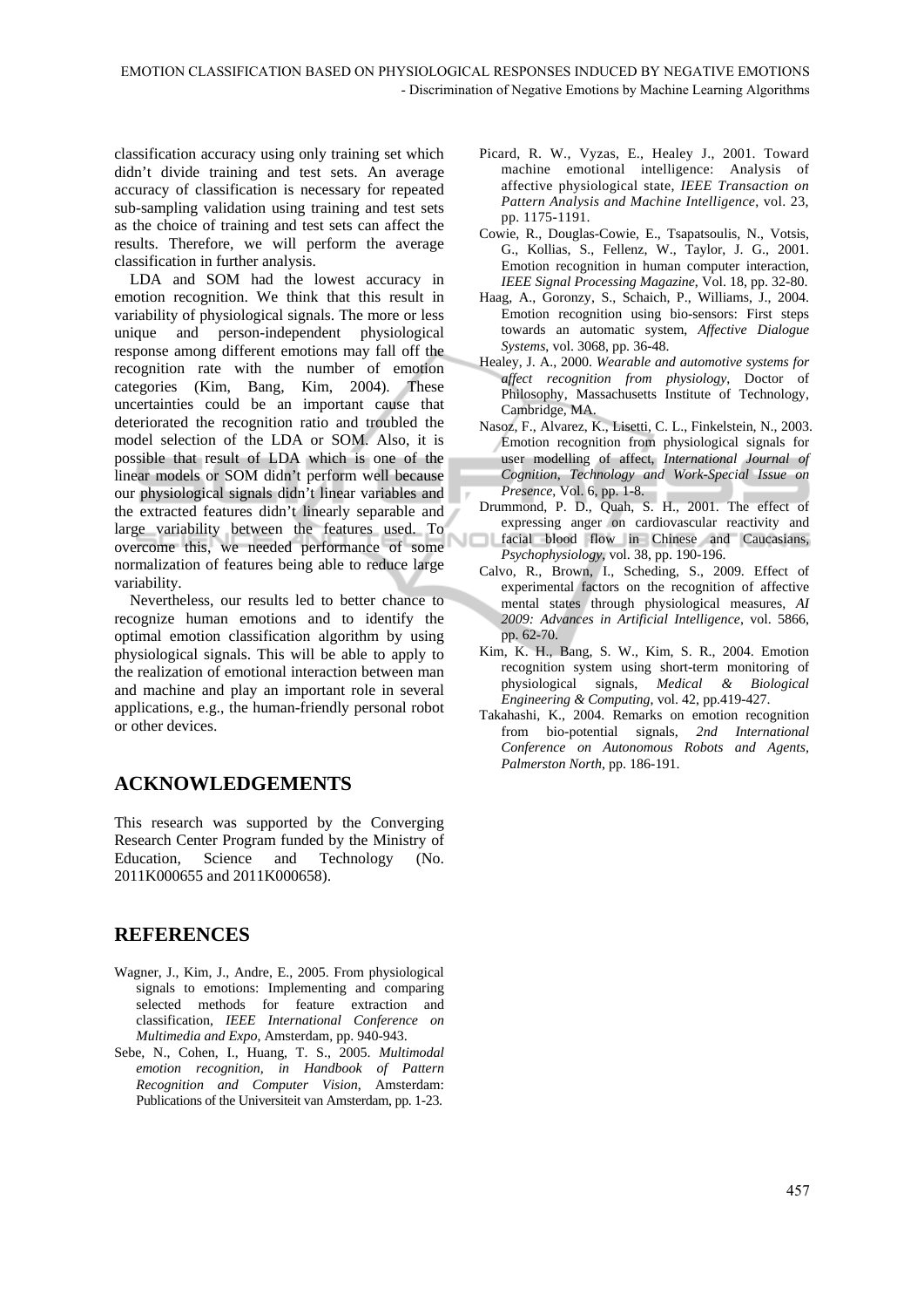classification accuracy using only training set which didn't divide training and test sets. An average accuracy of classification is necessary for repeated sub-sampling validation using training and test sets as the choice of training and test sets can affect the results. Therefore, we will perform the average classification in further analysis.

LDA and SOM had the lowest accuracy in emotion recognition. We think that this result in variability of physiological signals. The more or less unique and person-independent physiological response among different emotions may fall off the recognition rate with the number of emotion categories (Kim, Bang, Kim, 2004). These uncertainties could be an important cause that deteriorated the recognition ratio and troubled the model selection of the LDA or SOM. Also, it is possible that result of LDA which is one of the linear models or SOM didn't perform well because our physiological signals didn't linear variables and the extracted features didn't linearly separable and large variability between the features used. To overcome this, we needed performance of some normalization of features being able to reduce large variability.

Nevertheless, our results led to better chance to recognize human emotions and to identify the optimal emotion classification algorithm by using physiological signals. This will be able to apply to the realization of emotional interaction between man and machine and play an important role in several applications, e.g., the human-friendly personal robot or other devices.

## ACKNOWLEDGEMENTS

This research was supported by the Converging Research Center Program funded by the Ministry of Education, Science and Technology (No. 2011K000655 and 2011K000658).

## REFERENCES

Wagner, J., Kim, J., Andre, E., 2005. From physiological signals to emotions: Implementing and comparing selected methods for feature extraction and classification, *IEEE International Conference on Multimedia and Expo*, Amsterdam, pp. 940-943.

Sebe, N., Cohen, I., Huang, T. S., 2005. *Multimodal emotion recognition, in Handbook of Pattern Recognition and Computer Vision*, Amsterdam: Publications of the Universiteit van Amsterdam, pp. 1-23.

Picard, R. W., Vyzas, E., Healey J., 2001. Toward machine emotional intelligence: Analysis of affective physiological state, *IEEE Transaction on Pattern Analysis and Machine Intelligence*, vol. 23, pp. 1175-1191.

Cowie, R., Douglas-Cowie, E., Tsapatsoulis, N., Votsis, G., Kollias, S., Fellenz, W., Taylor, J. G., 2001. Emotion recognition in human computer interaction, *IEEE Signal Processing Magazine*, Vol. 18, pp. 32-80.

Haag, A., Goronzy, S., Schaich, P., Williams, J., 2004. Emotion recognition using bio-sensors: First steps towards an automatic system, *Affective Dialogue Systems*, vol. 3068, pp. 36-48.

Healey, J. A., 2000. *Wearable and automotive systems for affect recognition from physiology*, Doctor of Philosophy, Massachusetts Institute of Technology, Cambridge, MA.

Nasoz, F., Alvarez, K., Lisetti, C. L., Finkelstein, N., 2003. Emotion recognition from physiological signals for user modelling of affect, *International Journal of Cognition, Technology and Work-Special Issue on Presence*, Vol. 6, pp. 1-8.

Drummond, P. D., Quah, S. H., 2001. The effect of expressing anger on cardiovascular reactivity and facial blood flow in Chinese and Caucasians, *Psychophysiology*, vol. 38, pp. 190-196.

Calvo, R., Brown, I., Scheding, S., 2009. Effect of experimental factors on the recognition of affective mental states through physiological measures, *AI 2009: Advances in Artificial Intelligence*, vol. 5866, pp. 62-70.

Kim, K. H., Bang, S. W., Kim, S. R., 2004. Emotion recognition system using short-term monitoring of physiological signals, *Medical & Biological Engineering & Computing*, vol. 42, pp.419-427.

Takahashi, K., 2004. Remarks on emotion recognition from bio-potential signals, *2nd International Conference on Autonomous Robots and Agents, Palmerston North*, pp. 186-191.